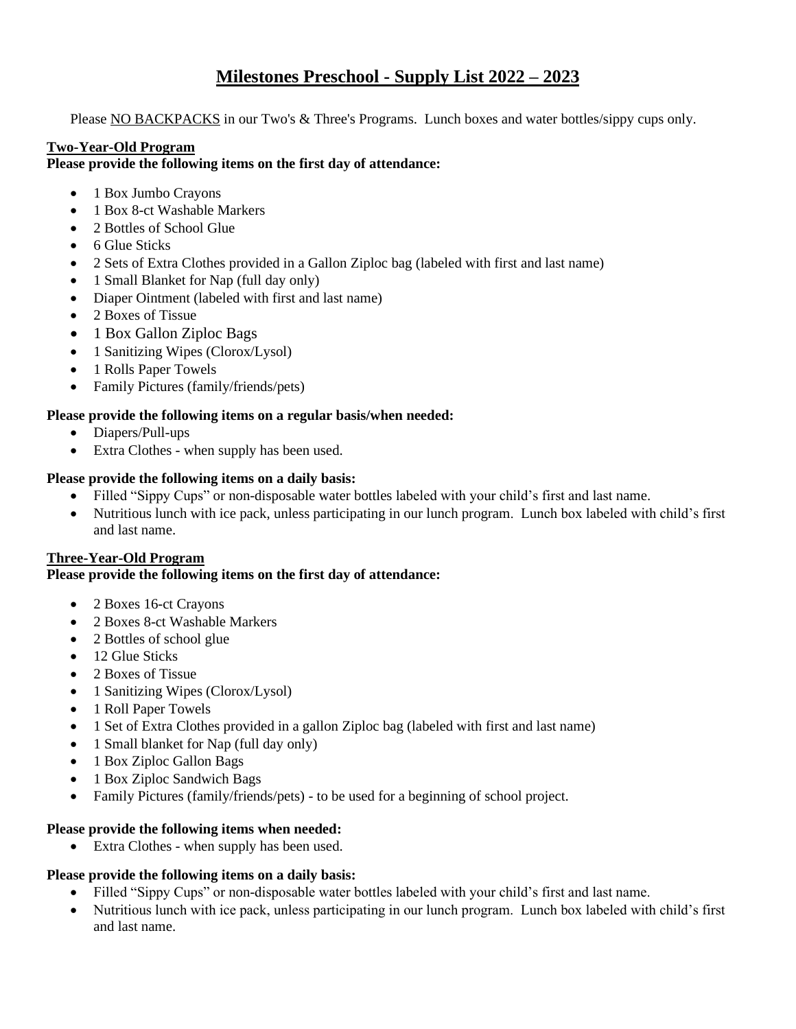# Milestones Preschool - Supply List 2022 – 2023

Please NO BACKPACKS in our Two's & Three's Programs. Lunch boxes and water bottles/sippy cups only.

## Two-Year-Old Program

**Please provide the following items on the first day of attendance:**

- 1 Box Jumbo Crayons
- 1 Box 8-ct Washable Markers
- 2 Bottles of School Glue
- 6 Glue Sticks
- 2 Sets of Extra Clothes provided in a Gallon Ziploc bag (labeled with first and last name)
- 1 Small Blanket for Nap (full day only)
- Diaper Ointment (labeled with first and last name)
- 2 Boxes of Tissue
- 1 Box Gallon Ziploc Bags
- 1 Sanitizing Wipes (Clorox/Lysol)
- 1 Rolls Paper Towels
- Family Pictures (family/friends/pets)

**Please provide the following items on a regular basis/when needed:**

- Diapers/Pull-ups
- Extra Clothes - when supply has been used.

**Please provide the following items on a daily basis:**

- Filled "Sippy Cups" or non-disposable water bottles labeled with your child's first and last name.
- Nutritious lunch with ice pack, unless participating in our lunch program. Lunch box labeled with child's first and last name.

## Three-Year-Old Program

**Please provide the following items on the first day of attendance:**

- 2 Boxes 16-ct Crayons
- 2 Boxes 8-ct Washable Markers
- 2 Bottles of school glue
- 12 Glue Sticks
- 2 Boxes of Tissue
- 1 Sanitizing Wipes (Clorox/Lysol)
- 1 Roll Paper Towels
- 1 Set of Extra Clothes provided in a gallon Ziploc bag (labeled with first and last name)
- 1 Small blanket for Nap (full day only)
- 1 Box Ziploc Gallon Bags
- 1 Box Ziploc Sandwich Bags
- Family Pictures (family/friends/pets) - to be used for a beginning of school project.

**Please provide the following items when needed:**

- Extra Clothes - when supply has been used.

**Please provide the following items on a daily basis:**

- Filled "Sippy Cups" or non-disposable water bottles labeled with your child's first and last name.
- Nutritious lunch with ice pack, unless participating in our lunch program. Lunch box labeled with child's first and last name.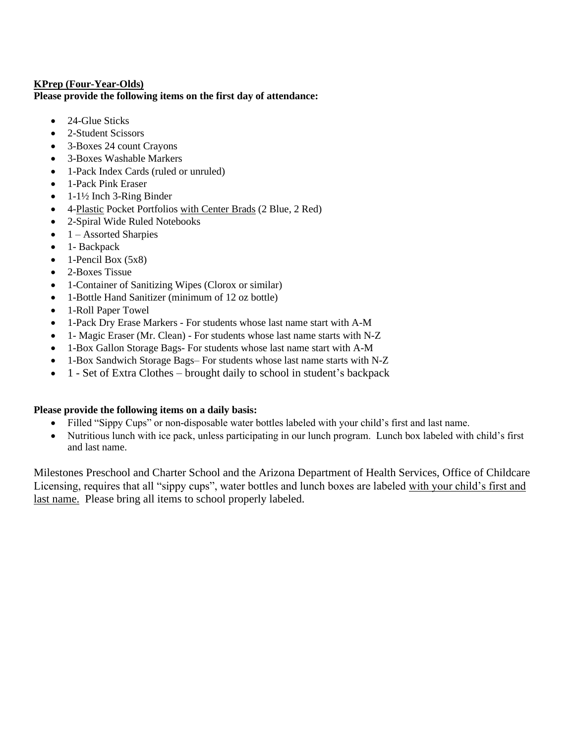**<u>KPrep (Four-Year-Olds)</u>**
**Please provide the following items on the first day of attendance:**

- 24-Glue Sticks
- 2-Student Scissors
- 3-Boxes 24 count Crayons
- 3-Boxes Washable Markers
- 1-Pack Index Cards (ruled or unruled)
- 1-Pack Pink Eraser
- 1-1½ Inch 3-Ring Binder
- 4-<u>Plastic</u> Pocket Portfolios <u>with Center Brads</u> (2 Blue, 2 Red)
- 2-Spiral Wide Ruled Notebooks
- 1 – Assorted Sharpies
- 1- Backpack
- 1-Pencil Box (5x8)
- 2-Boxes Tissue
- 1-Container of Sanitizing Wipes (Clorox or similar)
- 1-Bottle Hand Sanitizer (minimum of 12 oz bottle)
- 1-Roll Paper Towel
- 1-Pack Dry Erase Markers - For students whose last name start with A-M
- 1- Magic Eraser (Mr. Clean) - For students whose last name starts with N-Z
- 1-Box Gallon Storage Bags- For students whose last name start with A-M
- 1-Box Sandwich Storage Bags– For students whose last name starts with N-Z
- 1 - Set of Extra Clothes – brought daily to school in student's backpack

**Please provide the following items on a daily basis:**

- Filled "Sippy Cups" or non-disposable water bottles labeled with your child's first and last name.
- Nutritious lunch with ice pack, unless participating in our lunch program. Lunch box labeled with child's first and last name.

Milestones Preschool and Charter School and the Arizona Department of Health Services, Office of Childcare Licensing, requires that all "sippy cups", water bottles and lunch boxes are labeled <u>with your child's first and last name.</u> Please bring all items to school properly labeled.